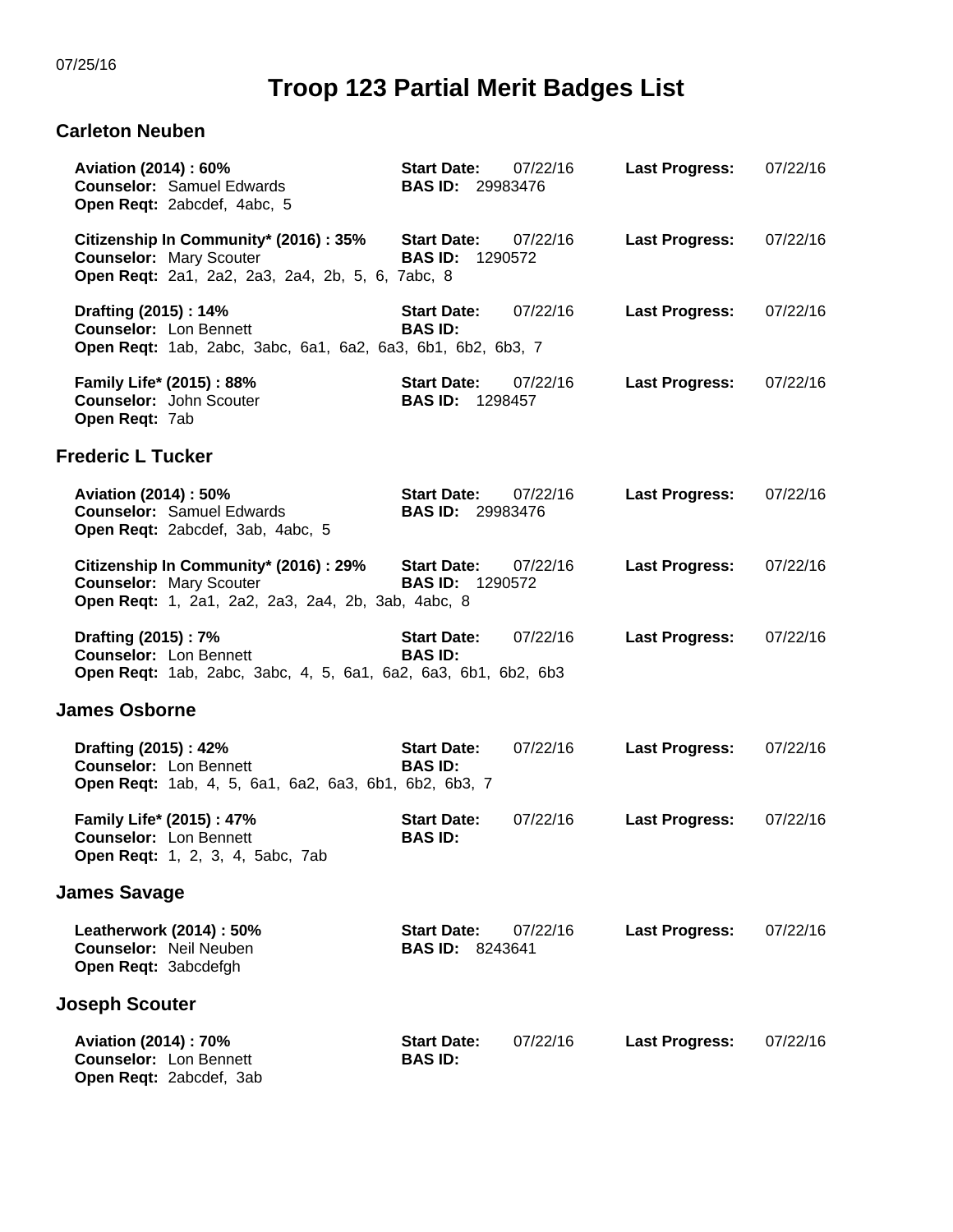07/25/16

# Troop 123 Partial Merit Badges List

## Carleton Neuben

**Aviation (2014) : 60%** **Start Date:** 07/22/16 **Last Progress:** 07/22/16
**Counselor:** Samuel Edwards **BAS ID:** 29983476
**Open Reqt:** 2abcdef, 4abc, 5

**Citizenship In Community* (2016) : 35%** **Start Date:** 07/22/16 **Last Progress:** 07/22/16
**Counselor:** Mary Scouter **BAS ID:** 1290572
**Open Reqt:** 2a1, 2a2, 2a3, 2a4, 2b, 5, 6, 7abc, 8

**Drafting (2015) : 14%** **Start Date:** 07/22/16 **Last Progress:** 07/22/16
**Counselor:** Lon Bennett **BAS ID:**
**Open Reqt:** 1ab, 2abc, 3abc, 6a1, 6a2, 6a3, 6b1, 6b2, 6b3, 7

**Family Life* (2015) : 88%** **Start Date:** 07/22/16 **Last Progress:** 07/22/16
**Counselor:** John Scouter **BAS ID:** 1298457
**Open Reqt:** 7ab

## Frederic L Tucker

**Aviation (2014) : 50%** **Start Date:** 07/22/16 **Last Progress:** 07/22/16
**Counselor:** Samuel Edwards **BAS ID:** 29983476
**Open Reqt:** 2abcdef, 3ab, 4abc, 5

**Citizenship In Community* (2016) : 29%** **Start Date:** 07/22/16 **Last Progress:** 07/22/16
**Counselor:** Mary Scouter **BAS ID:** 1290572
**Open Reqt:** 1, 2a1, 2a2, 2a3, 2a4, 2b, 3ab, 4abc, 8

**Drafting (2015) : 7%** **Start Date:** 07/22/16 **Last Progress:** 07/22/16
**Counselor:** Lon Bennett **BAS ID:**
**Open Reqt:** 1ab, 2abc, 3abc, 4, 5, 6a1, 6a2, 6a3, 6b1, 6b2, 6b3

## James Osborne

**Drafting (2015) : 42%** **Start Date:** 07/22/16 **Last Progress:** 07/22/16
**Counselor:** Lon Bennett **BAS ID:**
**Open Reqt:** 1ab, 4, 5, 6a1, 6a2, 6a3, 6b1, 6b2, 6b3, 7

**Family Life* (2015) : 47%** **Start Date:** 07/22/16 **Last Progress:** 07/22/16
**Counselor:** Lon Bennett **BAS ID:**
**Open Reqt:** 1, 2, 3, 4, 5abc, 7ab

## James Savage

**Leatherwork (2014) : 50%** **Start Date:** 07/22/16 **Last Progress:** 07/22/16
**Counselor:** Neil Neuben **BAS ID:** 8243641
**Open Reqt:** 3abcdefgh

## Joseph Scouter

**Aviation (2014) : 70%** **Start Date:** 07/22/16 **Last Progress:** 07/22/16
**Counselor:** Lon Bennett **BAS ID:**
**Open Reqt:** 2abcdef, 3ab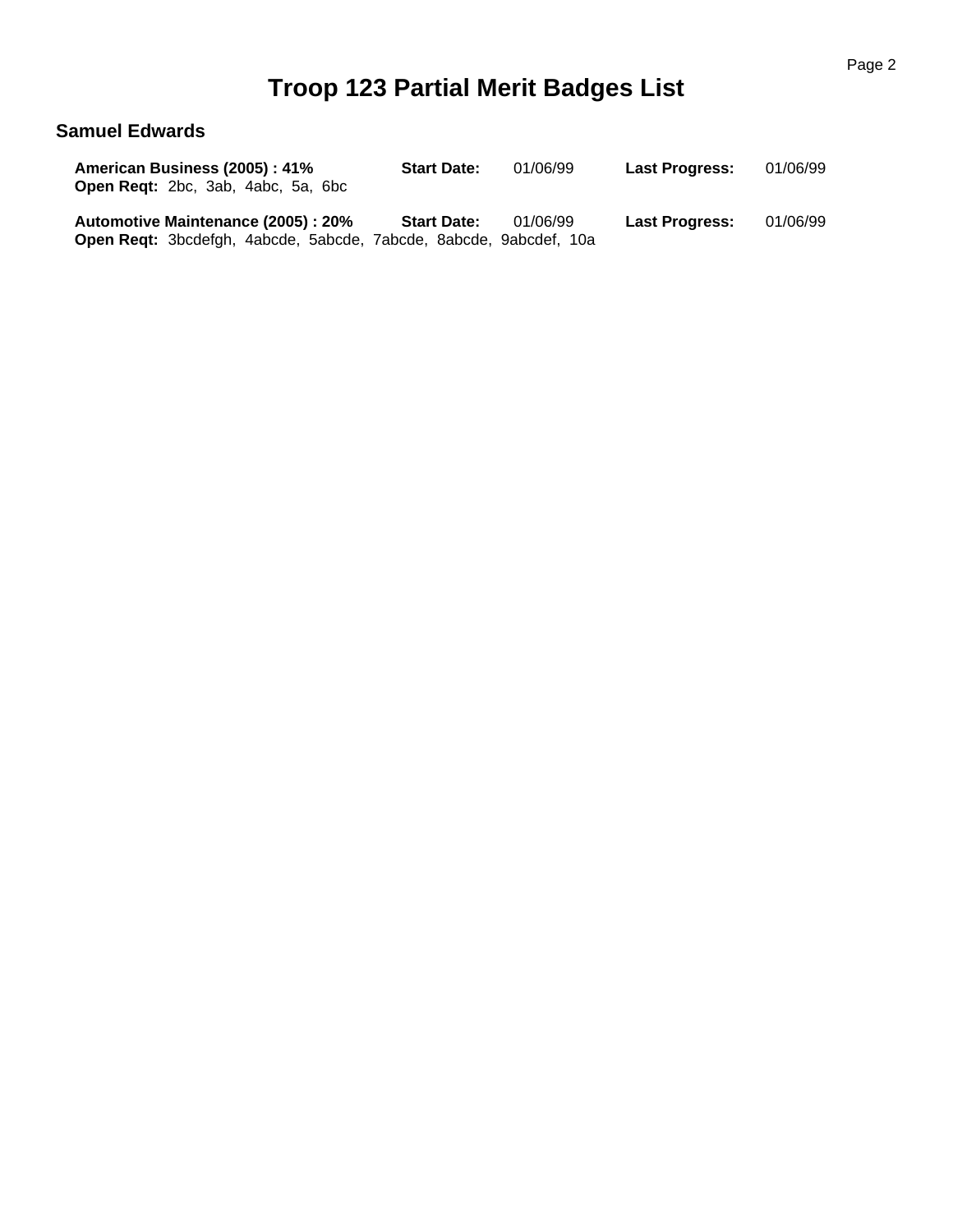# Troop 123 Partial Merit Badges List

## Samuel Edwards

**American Business (2005) : 41%** **Start Date:** 01/06/99 **Last Progress:** 01/06/99
**Open Reqt:** 2bc, 3ab, 4abc, 5a, 6bc

**Automotive Maintenance (2005) : 20%** **Start Date:** 01/06/99 **Last Progress:** 01/06/99
**Open Reqt:** 3bcdefgh, 4abcde, 5abcde, 7abcde, 8abcde, 9abcdef, 10a